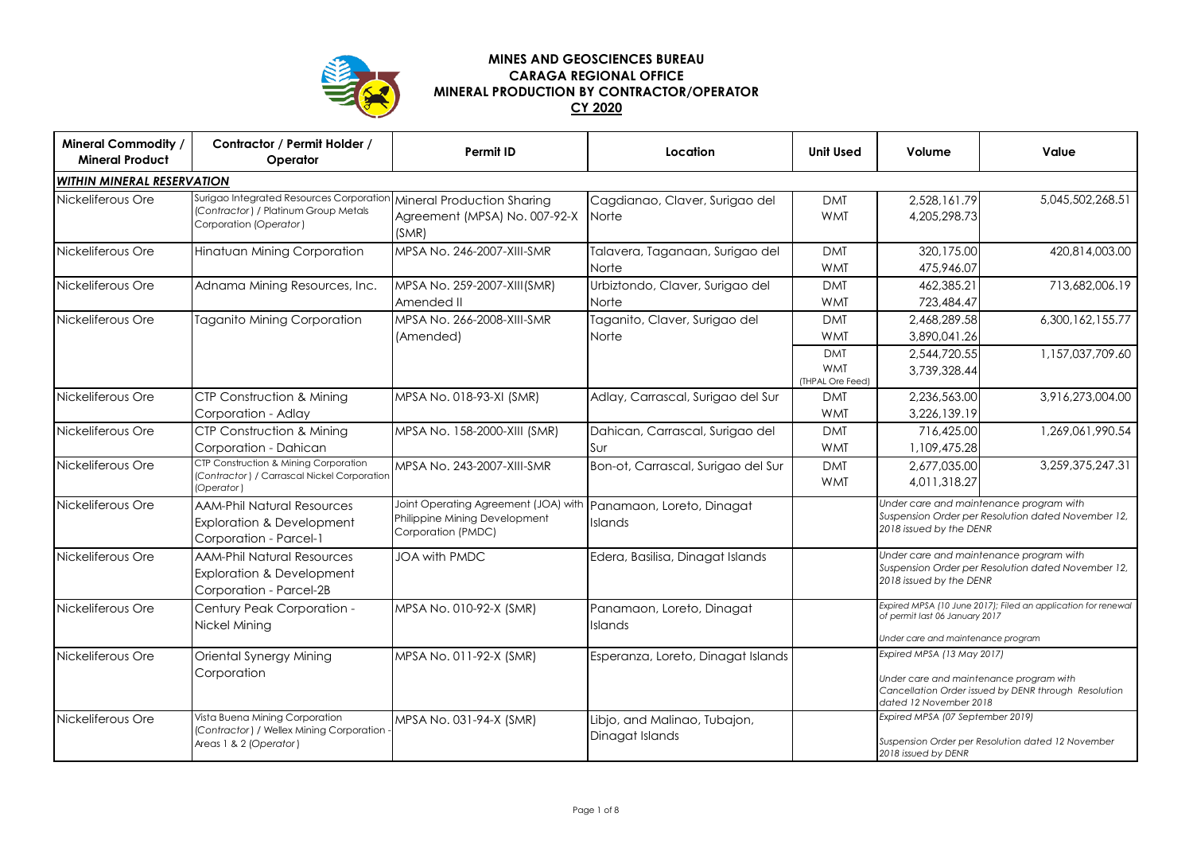# MINES AND GEOSCIENCES BUREAU
## CARAGA REGIONAL OFFICE
## MINERAL PRODUCTION BY CONTRACTOR/OPERATOR
## CY 2020

| Mineral Commodity / Mineral Product | Contractor / Permit Holder / Operator | Permit ID | Location | Unit Used | Volume | Value |
|---|---|---|---|---|---|---|
| ***WITHIN MINERAL RESERVATION*** | | | | | | |
| Nickeliferous Ore | Surigao Integrated Resources Corporation *(Contractor)* / Platinum Group Metals Corporation *(Operator)* | Mineral Production Sharing Agreement (MPSA) No. 007-92-X (SMR) | Cagdianao, Claver, Surigao del Norte | DMT<br>WMT | 2,528,161.79<br>4,205,298.73 | 5,045,502,268.51 |
| Nickeliferous Ore | Hinatuan Mining Corporation | MPSA No. 246-2007-XIII-SMR | Talavera, Taganaan, Surigao del Norte | DMT<br>WMT | 320,175.00<br>475,946.07 | 420,814,003.00 |
| Nickeliferous Ore | Adnama Mining Resources, Inc. | MPSA No. 259-2007-XIII(SMR) Amended II | Urbiztondo, Claver, Surigao del Norte | DMT<br>WMT | 462,385.21<br>723,484.47 | 713,682,006.19 |
| Nickeliferous Ore | Taganito Mining Corporation | MPSA No. 266-2008-XIII-SMR (Amended) | Taganito, Claver, Surigao del Norte | DMT<br>WMT | 2,468,289.58<br>3,890,041.26 | 6,300,162,155.77 |
| | | | | DMT<br>WMT<br>(THPAL Ore Feed) | 2,544,720.55<br>3,739,328.44 | 1,157,037,709.60 |
| Nickeliferous Ore | CTP Construction & Mining Corporation - Adlay | MPSA No. 018-93-XI (SMR) | Adlay, Carrascal, Surigao del Sur | DMT<br>WMT | 2,236,563.00<br>3,226,139.19 | 3,916,273,004.00 |
| Nickeliferous Ore | CTP Construction & Mining Corporation - Dahican | MPSA No. 158-2000-XIII (SMR) | Dahican, Carrascal, Surigao del Sur | DMT<br>WMT | 716,425.00<br>1,109,475.28 | 1,269,061,990.54 |
| Nickeliferous Ore | CTP Construction & Mining Corporation *(Contractor)* / Carrascal Nickel Corporation *(Operator)* | MPSA No. 243-2007-XIII-SMR | Bon-ot, Carrascal, Surigao del Sur | DMT<br>WMT | 2,677,035.00<br>4,011,318.27 | 3,259,375,247.31 |
| Nickeliferous Ore | AAM-Phil Natural Resources Exploration & Development Corporation - Parcel-1 | Joint Operating Agreement (JOA) with Philippine Mining Development Corporation (PMDC) | Panamaon, Loreto, Dinagat Islands | | *Under care and maintenance program with Suspension Order per Resolution dated November 12, 2018 issued by the DENR* | |
| Nickeliferous Ore | AAM-Phil Natural Resources Exploration & Development Corporation - Parcel-2B | JOA with PMDC | Edera, Basilisa, Dinagat Islands | | *Under care and maintenance program with Suspension Order per Resolution dated November 12, 2018 issued by the DENR* | |
| Nickeliferous Ore | Century Peak Corporation - Nickel Mining | MPSA No. 010-92-X (SMR) | Panamaon, Loreto, Dinagat Islands | | *Expired MPSA (10 June 2017); Filed an application for renewal of permit last 06 January 2017*<br><br>*Under care and maintenance program* | |
| Nickeliferous Ore | Oriental Synergy Mining Corporation | MPSA No. 011-92-X (SMR) | Esperanza, Loreto, Dinagat Islands | | *Expired MPSA (13 May 2017)*<br><br>*Under care and maintenance program with Cancellation Order issued by DENR through Resolution dated 12 November 2018* | |
| Nickeliferous Ore | Vista Buena Mining Corporation *(Contractor)* / Wellex Mining Corporation - Areas 1 & 2 *(Operator)* | MPSA No. 031-94-X (SMR) | Libjo, and Malinao, Tubajon, Dinagat Islands | | *Expired MPSA (07 September 2019)*<br><br>*Suspension Order per Resolution dated 12 November 2018 issued by DENR* | |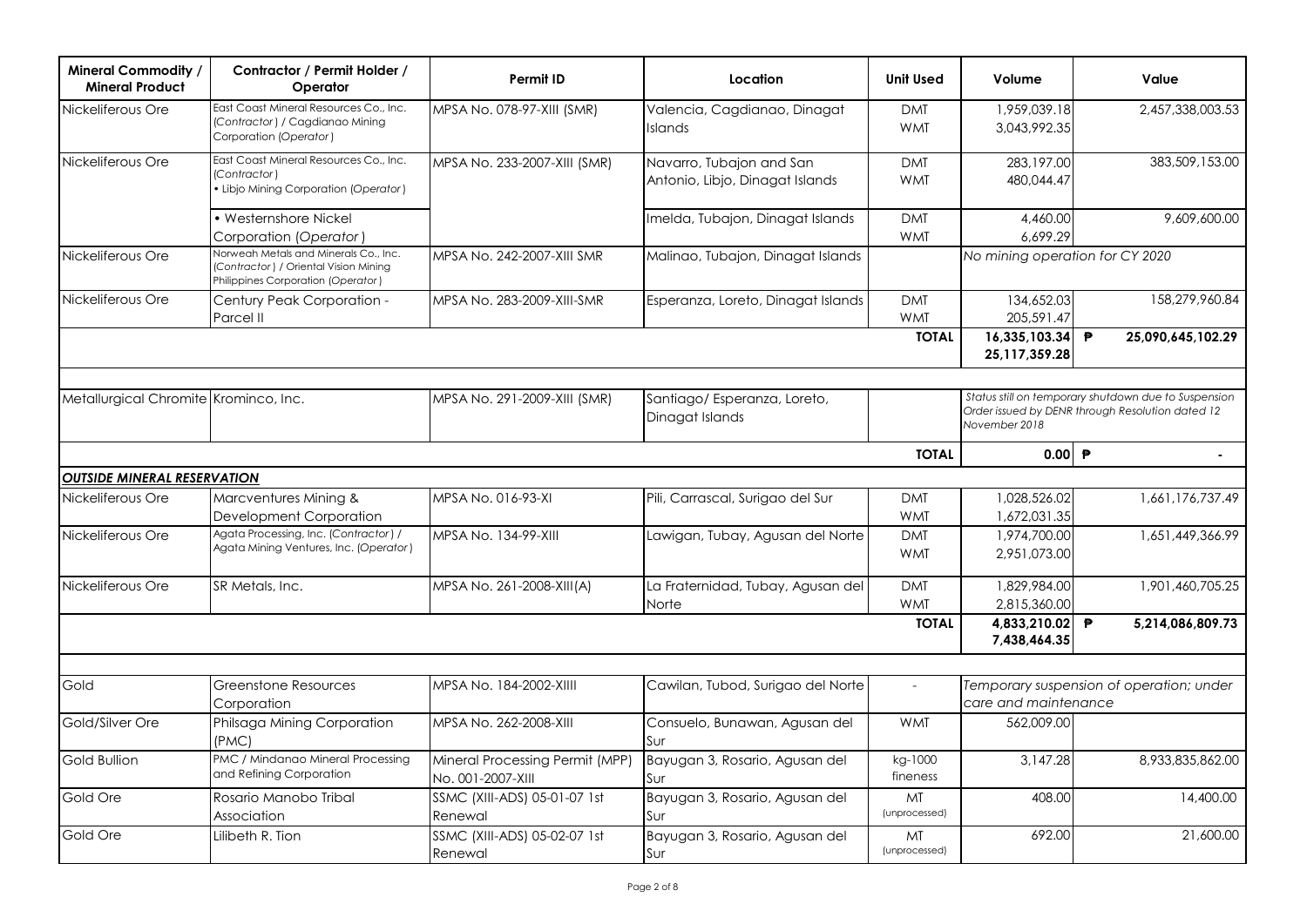| Mineral Commodity / Mineral Product | Contractor / Permit Holder / Operator | Permit ID | Location | Unit Used | Volume | Value |
|---|---|---|---|---|---|---|
| Nickeliferous Ore | East Coast Mineral Resources Co., Inc. (*Contractor*) / Cagdianao Mining Corporation (*Operator*) | MPSA No. 078-97-XIII (SMR) | Valencia, Cagdianao, Dinagat Islands | DMT<br>WMT | 1,959,039.18<br>3,043,992.35 | 2,457,338,003.53 |
| Nickeliferous Ore | East Coast Mineral Resources Co., Inc. (*Contractor*)<br>• Libjo Mining Corporation (*Operator*) | MPSA No. 233-2007-XIII (SMR) | Navarro, Tubajon and San Antonio, Libjo, Dinagat Islands | DMT<br>WMT | 283,197.00<br>480,044.47 | 383,509,153.00 |
| | • Westernshore Nickel Corporation (*Operator*) | | Imelda, Tubajon, Dinagat Islands | DMT<br>WMT | 4,460.00<br>6,699.29 | 9,609,600.00 |
| Nickeliferous Ore | Norweah Metals and Minerals Co., Inc. (*Contractor*) / Oriental Vision Mining Philippines Corporation (*Operator*) | MPSA No. 242-2007-XIII SMR | Malinao, Tubajon, Dinagat Islands | | *No mining operation for CY 2020* | |
| Nickeliferous Ore | Century Peak Corporation - Parcel II | MPSA No. 283-2009-XIII-SMR | Esperanza, Loreto, Dinagat Islands | DMT<br>WMT | 134,652.03<br>205,591.47 | 158,279,960.84 |
| | | | | **TOTAL** | **16,335,103.34**<br>**25,117,359.28** | **₱ 25,090,645,102.29** |
| | | | | | | |
| Metallurgical Chromite | Krominco, Inc. | MPSA No. 291-2009-XIII (SMR) | Santiago/ Esperanza, Loreto, Dinagat Islands | | *Status still on temporary shutdown due to Suspension Order issued by DENR through Resolution dated 12 November 2018* | |
| | | | | **TOTAL** | **0.00** | **₱ -** |
| ***OUTSIDE MINERAL RESERVATION*** | | | | | | |
| Nickeliferous Ore | Marcventures Mining & Development Corporation | MPSA No. 016-93-XI | Pili, Carrascal, Surigao del Sur | DMT<br>WMT | 1,028,526.02<br>1,672,031.35 | 1,661,176,737.49 |
| Nickeliferous Ore | Agata Processing, Inc. (*Contractor*) / Agata Mining Ventures, Inc. (*Operator*) | MPSA No. 134-99-XIII | Lawigan, Tubay, Agusan del Norte | DMT<br>WMT | 1,974,700.00<br>2,951,073.00 | 1,651,449,366.99 |
| Nickeliferous Ore | SR Metals, Inc. | MPSA No. 261-2008-XIII(A) | La Fraternidad, Tubay, Agusan del Norte | DMT<br>WMT | 1,829,984.00<br>2,815,360.00 | 1,901,460,705.25 |
| | | | | **TOTAL** | **4,833,210.02**<br>**7,438,464.35** | **₱ 5,214,086,809.73** |
| | | | | | | |
| Gold | Greenstone Resources Corporation | MPSA No. 184-2002-XIIII | Cawilan, Tubod, Surigao del Norte | - | *Temporary suspension of operation; under care and maintenance* | |
| Gold/Silver Ore | Philsaga Mining Corporation (PMC) | MPSA No. 262-2008-XIII | Consuelo, Bunawan, Agusan del Sur | WMT | 562,009.00 | |
| Gold Bullion | PMC / Mindanao Mineral Processing and Refining Corporation | Mineral Processing Permit (MPP) No. 001-2007-XIII | Bayugan 3, Rosario, Agusan del Sur | kg-1000 fineness | 3,147.28 | 8,933,835,862.00 |
| Gold Ore | Rosario Manobo Tribal Association | SSMC (XIII-ADS) 05-01-07 1st Renewal | Bayugan 3, Rosario, Agusan del Sur | MT (unprocessed) | 408.00 | 14,400.00 |
| Gold Ore | Lilibeth R. Tion | SSMC (XIII-ADS) 05-02-07 1st Renewal | Bayugan 3, Rosario, Agusan del Sur | MT (unprocessed) | 692.00 | 21,600.00 |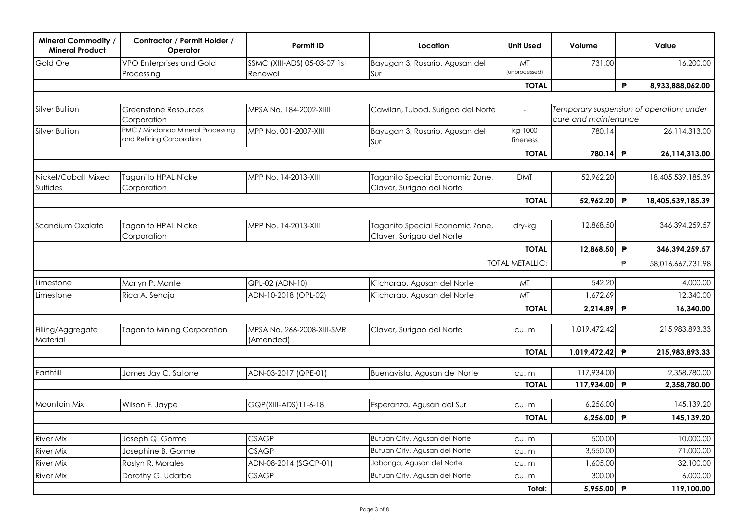| Mineral Commodity / Mineral Product | Contractor / Permit Holder / Operator | Permit ID | Location | Unit Used | Volume | | Value |
|---|---|---|---|---|---|---|---|
| Gold Ore | VPO Enterprises and Gold Processing | SSMC (XIII-ADS) 05-03-07 1st Renewal | Bayugan 3, Rosario, Agusan del Sur | MT (unprocessed) | 731.00 | | 16,200.00 |
| | | | | **TOTAL** | | **₱** | **8,933,888,062.00** |
| | | | | | | | |
| Silver Bullion | Greenstone Resources Corporation | MPSA No. 184-2002-XIIII | Cawilan, Tubod, Surigao del Norte | - | *Temporary suspension of operation; under care and maintenance* | | |
| Silver Bullion | PMC / Mindanao Mineral Processing and Refining Corporation | MPP No. 001-2007-XIII | Bayugan 3, Rosario, Agusan del Sur | kg-1000 fineness | 780.14 | | 26,114,313.00 |
| | | | | **TOTAL** | **780.14** | **₱** | **26,114,313.00** |
| | | | | | | | |
| Nickel/Cobalt Mixed Sulfides | Taganito HPAL Nickel Corporation | MPP No. 14-2013-XIII | Taganito Special Economic Zone, Claver, Surigao del Norte | DMT | 52,962.20 | | 18,405,539,185.39 |
| | | | | **TOTAL** | **52,962.20** | **₱** | **18,405,539,185.39** |
| | | | | | | | |
| Scandium Oxalate | Taganito HPAL Nickel Corporation | MPP No. 14-2013-XIII | Taganito Special Economic Zone, Claver, Surigao del Norte | dry-kg | 12,868.50 | | 346,394,259.57 |
| | | | | **TOTAL** | **12,868.50** | **₱** | **346,394,259.57** |
| | | | | TOTAL METALLIC: | | ₱ | 58,016,667,731.98 |
| | | | | | | | |
| Limestone | Marlyn P. Mante | QPL-02 (ADN-10) | Kitcharao, Agusan del Norte | MT | 542.20 | | 4,000.00 |
| Limestone | Rica A. Senaja | ADN-10-2018 (OPL-02) | Kitcharao, Agusan del Norte | MT | 1,672.69 | | 12,340.00 |
| | | | | **TOTAL** | **2,214.89** | **₱** | **16,340.00** |
| | | | | | | | |
| Filling/Aggregate Material | Taganito Mining Corporation | MPSA No. 266-2008-XIII-SMR (Amended) | Claver, Surigao del Norte | cu. m | 1,019,472.42 | | 215,983,893.33 |
| | | | | **TOTAL** | **1,019,472.42** | **₱** | **215,983,893.33** |
| | | | | | | | |
| Earthfill | James Jay C. Satorre | ADN-03-2017 (QPE-01) | Buenavista, Agusan del Norte | cu. m | 117,934.00 | | 2,358,780.00 |
| | | | | **TOTAL** | **117,934.00** | **₱** | **2,358,780.00** |
| | | | | | | | |
| Mountain Mix | Wilson F. Jaype | GQP(XIII-ADS)11-6-18 | Esperanza, Agusan del Sur | cu. m | 6,256.00 | | 145,139.20 |
| | | | | **TOTAL** | **6,256.00** | **₱** | **145,139.20** |
| | | | | | | | |
| River Mix | Joseph Q. Gorme | CSAGP | Butuan City, Agusan del Norte | cu. m | 500.00 | | 10,000.00 |
| River Mix | Josephine B. Gorme | CSAGP | Butuan City, Agusan del Norte | cu. m | 3,550.00 | | 71,000.00 |
| River Mix | Roslyn R. Morales | ADN-08-2014 (SGCP-01) | Jabonga, Agusan del Norte | cu. m | 1,605.00 | | 32,100.00 |
| River Mix | Dorothy G. Udarbe | CSAGP | Butuan City, Agusan del Norte | cu. m | 300.00 | | 6,000.00 |
| | | | | **Total:** | **5,955.00** | **₱** | **119,100.00** |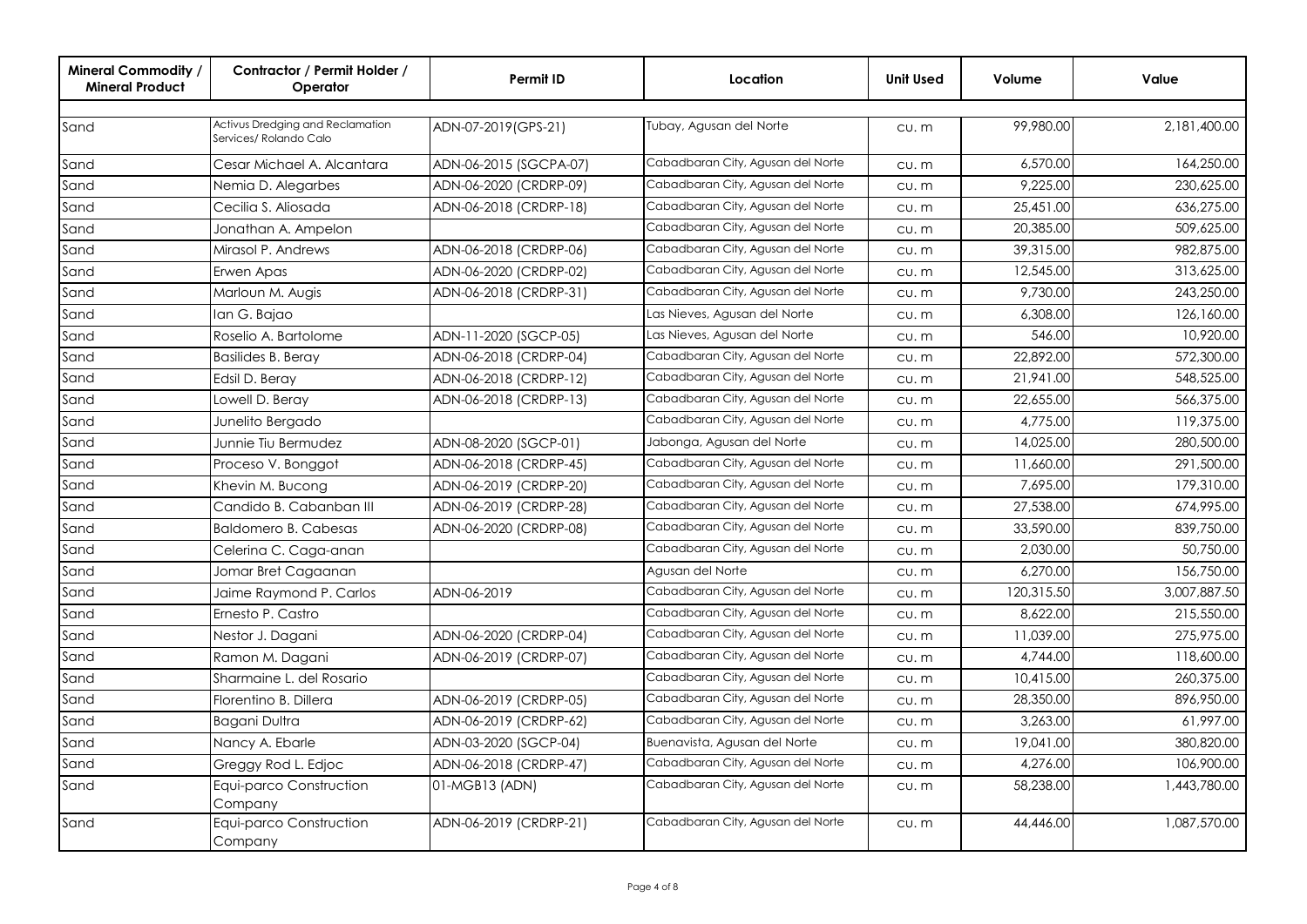| Mineral Commodity / Mineral Product | Contractor / Permit Holder / Operator | Permit ID | Location | Unit Used | Volume | Value |
|---|---|---|---|---|---|---|
| Sand | Activus Dredging and Reclamation Services/ Rolando Calo | ADN-07-2019(GPS-21) | Tubay, Agusan del Norte | cu. m | 99,980.00 | 2,181,400.00 |
| Sand | Cesar Michael A. Alcantara | ADN-06-2015 (SGCPA-07) | Cabadbaran City, Agusan del Norte | cu. m | 6,570.00 | 164,250.00 |
| Sand | Nemia D. Alegarbes | ADN-06-2020 (CRDRP-09) | Cabadbaran City, Agusan del Norte | cu. m | 9,225.00 | 230,625.00 |
| Sand | Cecilia S. Aliosada | ADN-06-2018 (CRDRP-18) | Cabadbaran City, Agusan del Norte | cu. m | 25,451.00 | 636,275.00 |
| Sand | Jonathan A. Ampelon | | Cabadbaran City, Agusan del Norte | cu. m | 20,385.00 | 509,625.00 |
| Sand | Mirasol P. Andrews | ADN-06-2018 (CRDRP-06) | Cabadbaran City, Agusan del Norte | cu. m | 39,315.00 | 982,875.00 |
| Sand | Erwen Apas | ADN-06-2020 (CRDRP-02) | Cabadbaran City, Agusan del Norte | cu. m | 12,545.00 | 313,625.00 |
| Sand | Marloun M. Augis | ADN-06-2018 (CRDRP-31) | Cabadbaran City, Agusan del Norte | cu. m | 9,730.00 | 243,250.00 |
| Sand | Ian G. Bajao | | Las Nieves, Agusan del Norte | cu. m | 6,308.00 | 126,160.00 |
| Sand | Roselio A. Bartolome | ADN-11-2020 (SGCP-05) | Las Nieves, Agusan del Norte | cu. m | 546.00 | 10,920.00 |
| Sand | Basilides B. Beray | ADN-06-2018 (CRDRP-04) | Cabadbaran City, Agusan del Norte | cu. m | 22,892.00 | 572,300.00 |
| Sand | Edsil D. Beray | ADN-06-2018 (CRDRP-12) | Cabadbaran City, Agusan del Norte | cu. m | 21,941.00 | 548,525.00 |
| Sand | Lowell D. Beray | ADN-06-2018 (CRDRP-13) | Cabadbaran City, Agusan del Norte | cu. m | 22,655.00 | 566,375.00 |
| Sand | Junelito Bergado | | Cabadbaran City, Agusan del Norte | cu. m | 4,775.00 | 119,375.00 |
| Sand | Junnie Tiu Bermudez | ADN-08-2020 (SGCP-01) | Jabonga, Agusan del Norte | cu. m | 14,025.00 | 280,500.00 |
| Sand | Proceso V. Bonggot | ADN-06-2018 (CRDRP-45) | Cabadbaran City, Agusan del Norte | cu. m | 11,660.00 | 291,500.00 |
| Sand | Khevin M. Bucong | ADN-06-2019 (CRDRP-20) | Cabadbaran City, Agusan del Norte | cu. m | 7,695.00 | 179,310.00 |
| Sand | Candido B. Cabanban III | ADN-06-2019 (CRDRP-28) | Cabadbaran City, Agusan del Norte | cu. m | 27,538.00 | 674,995.00 |
| Sand | Baldomero B. Cabesas | ADN-06-2020 (CRDRP-08) | Cabadbaran City, Agusan del Norte | cu. m | 33,590.00 | 839,750.00 |
| Sand | Celerina C. Caga-anan | | Cabadbaran City, Agusan del Norte | cu. m | 2,030.00 | 50,750.00 |
| Sand | Jomar Bret Cagaanan | | Agusan del Norte | cu. m | 6,270.00 | 156,750.00 |
| Sand | Jaime Raymond P. Carlos | ADN-06-2019 | Cabadbaran City, Agusan del Norte | cu. m | 120,315.50 | 3,007,887.50 |
| Sand | Ernesto P. Castro | | Cabadbaran City, Agusan del Norte | cu. m | 8,622.00 | 215,550.00 |
| Sand | Nestor J. Dagani | ADN-06-2020 (CRDRP-04) | Cabadbaran City, Agusan del Norte | cu. m | 11,039.00 | 275,975.00 |
| Sand | Ramon M. Dagani | ADN-06-2019 (CRDRP-07) | Cabadbaran City, Agusan del Norte | cu. m | 4,744.00 | 118,600.00 |
| Sand | Sharmaine L. del Rosario | | Cabadbaran City, Agusan del Norte | cu. m | 10,415.00 | 260,375.00 |
| Sand | Florentino B. Dillera | ADN-06-2019 (CRDRP-05) | Cabadbaran City, Agusan del Norte | cu. m | 28,350.00 | 896,950.00 |
| Sand | Bagani Dultra | ADN-06-2019 (CRDRP-62) | Cabadbaran City, Agusan del Norte | cu. m | 3,263.00 | 61,997.00 |
| Sand | Nancy A. Ebarle | ADN-03-2020 (SGCP-04) | Buenavista, Agusan del Norte | cu. m | 19,041.00 | 380,820.00 |
| Sand | Greggy Rod L. Edjoc | ADN-06-2018 (CRDRP-47) | Cabadbaran City, Agusan del Norte | cu. m | 4,276.00 | 106,900.00 |
| Sand | Equi-parco Construction Company | 01-MGB13 (ADN) | Cabadbaran City, Agusan del Norte | cu. m | 58,238.00 | 1,443,780.00 |
| Sand | Equi-parco Construction Company | ADN-06-2019 (CRDRP-21) | Cabadbaran City, Agusan del Norte | cu. m | 44,446.00 | 1,087,570.00 |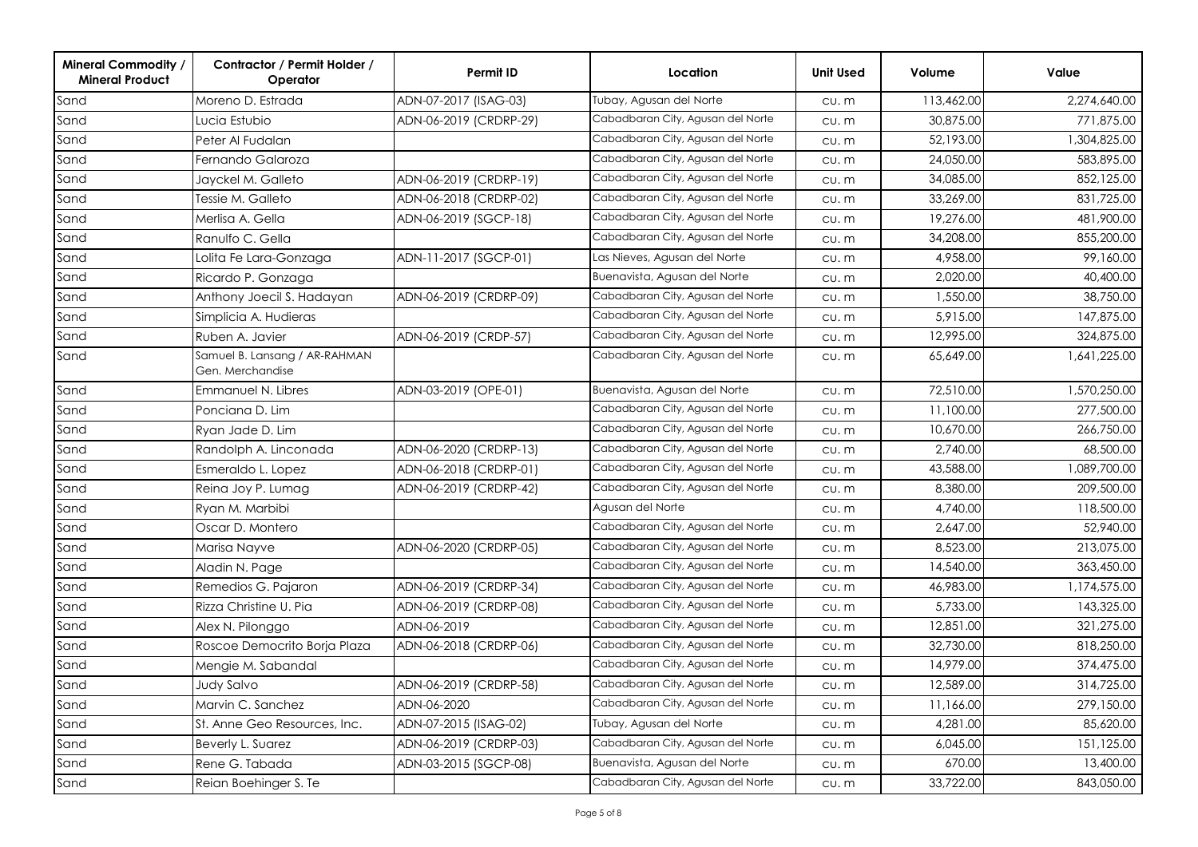| Mineral Commodity / Mineral Product | Contractor / Permit Holder / Operator | Permit ID | Location | Unit Used | Volume | Value |
|---|---|---|---|---|---|---|
| Sand | Moreno D. Estrada | ADN-07-2017 (ISAG-03) | Tubay, Agusan del Norte | cu. m | 113,462.00 | 2,274,640.00 |
| Sand | Lucia Estubio | ADN-06-2019 (CRDRP-29) | Cabadbaran City, Agusan del Norte | cu. m | 30,875.00 | 771,875.00 |
| Sand | Peter Al Fudalan | | Cabadbaran City, Agusan del Norte | cu. m | 52,193.00 | 1,304,825.00 |
| Sand | Fernando Galaroza | | Cabadbaran City, Agusan del Norte | cu. m | 24,050.00 | 583,895.00 |
| Sand | Jayckel M. Galleto | ADN-06-2019 (CRDRP-19) | Cabadbaran City, Agusan del Norte | cu. m | 34,085.00 | 852,125.00 |
| Sand | Tessie M. Galleto | ADN-06-2018 (CRDRP-02) | Cabadbaran City, Agusan del Norte | cu. m | 33,269.00 | 831,725.00 |
| Sand | Merlisa A. Gella | ADN-06-2019 (SGCP-18) | Cabadbaran City, Agusan del Norte | cu. m | 19,276.00 | 481,900.00 |
| Sand | Ranulfo C. Gella | | Cabadbaran City, Agusan del Norte | cu. m | 34,208.00 | 855,200.00 |
| Sand | Lolita Fe Lara-Gonzaga | ADN-11-2017 (SGCP-01) | Las Nieves, Agusan del Norte | cu. m | 4,958.00 | 99,160.00 |
| Sand | Ricardo P. Gonzaga | | Buenavista, Agusan del Norte | cu. m | 2,020.00 | 40,400.00 |
| Sand | Anthony Joecil S. Hadayan | ADN-06-2019 (CRDRP-09) | Cabadbaran City, Agusan del Norte | cu. m | 1,550.00 | 38,750.00 |
| Sand | Simplicia A. Hudieras | | Cabadbaran City, Agusan del Norte | cu. m | 5,915.00 | 147,875.00 |
| Sand | Ruben A. Javier | ADN-06-2019 (CRDP-57) | Cabadbaran City, Agusan del Norte | cu. m | 12,995.00 | 324,875.00 |
| Sand | Samuel B. Lansang / AR-RAHMAN Gen. Merchandise | | Cabadbaran City, Agusan del Norte | cu. m | 65,649.00 | 1,641,225.00 |
| Sand | Emmanuel N. Libres | ADN-03-2019 (OPE-01) | Buenavista, Agusan del Norte | cu. m | 72,510.00 | 1,570,250.00 |
| Sand | Ponciana D. Lim | | Cabadbaran City, Agusan del Norte | cu. m | 11,100.00 | 277,500.00 |
| Sand | Ryan Jade D. Lim | | Cabadbaran City, Agusan del Norte | cu. m | 10,670.00 | 266,750.00 |
| Sand | Randolph A. Linconada | ADN-06-2020 (CRDRP-13) | Cabadbaran City, Agusan del Norte | cu. m | 2,740.00 | 68,500.00 |
| Sand | Esmeraldo L. Lopez | ADN-06-2018 (CRDRP-01) | Cabadbaran City, Agusan del Norte | cu. m | 43,588.00 | 1,089,700.00 |
| Sand | Reina Joy P. Lumag | ADN-06-2019 (CRDRP-42) | Cabadbaran City, Agusan del Norte | cu. m | 8,380.00 | 209,500.00 |
| Sand | Ryan M. Marbibi | | Agusan del Norte | cu. m | 4,740.00 | 118,500.00 |
| Sand | Oscar D. Montero | | Cabadbaran City, Agusan del Norte | cu. m | 2,647.00 | 52,940.00 |
| Sand | Marisa Nayve | ADN-06-2020 (CRDRP-05) | Cabadbaran City, Agusan del Norte | cu. m | 8,523.00 | 213,075.00 |
| Sand | Aladin N. Page | | Cabadbaran City, Agusan del Norte | cu. m | 14,540.00 | 363,450.00 |
| Sand | Remedios G. Pajaron | ADN-06-2019 (CRDRP-34) | Cabadbaran City, Agusan del Norte | cu. m | 46,983.00 | 1,174,575.00 |
| Sand | Rizza Christine U. Pia | ADN-06-2019 (CRDRP-08) | Cabadbaran City, Agusan del Norte | cu. m | 5,733.00 | 143,325.00 |
| Sand | Alex N. Pilonggo | ADN-06-2019 | Cabadbaran City, Agusan del Norte | cu. m | 12,851.00 | 321,275.00 |
| Sand | Roscoe Democrito Borja Plaza | ADN-06-2018 (CRDRP-06) | Cabadbaran City, Agusan del Norte | cu. m | 32,730.00 | 818,250.00 |
| Sand | Mengie M. Sabandal | | Cabadbaran City, Agusan del Norte | cu. m | 14,979.00 | 374,475.00 |
| Sand | Judy Salvo | ADN-06-2019 (CRDRP-58) | Cabadbaran City, Agusan del Norte | cu. m | 12,589.00 | 314,725.00 |
| Sand | Marvin C. Sanchez | ADN-06-2020 | Cabadbaran City, Agusan del Norte | cu. m | 11,166.00 | 279,150.00 |
| Sand | St. Anne Geo Resources, Inc. | ADN-07-2015 (ISAG-02) | Tubay, Agusan del Norte | cu. m | 4,281.00 | 85,620.00 |
| Sand | Beverly L. Suarez | ADN-06-2019 (CRDRP-03) | Cabadbaran City, Agusan del Norte | cu. m | 6,045.00 | 151,125.00 |
| Sand | Rene G. Tabada | ADN-03-2015 (SGCP-08) | Buenavista, Agusan del Norte | cu. m | 670.00 | 13,400.00 |
| Sand | Reian Boehinger S. Te | | Cabadbaran City, Agusan del Norte | cu. m | 33,722.00 | 843,050.00 |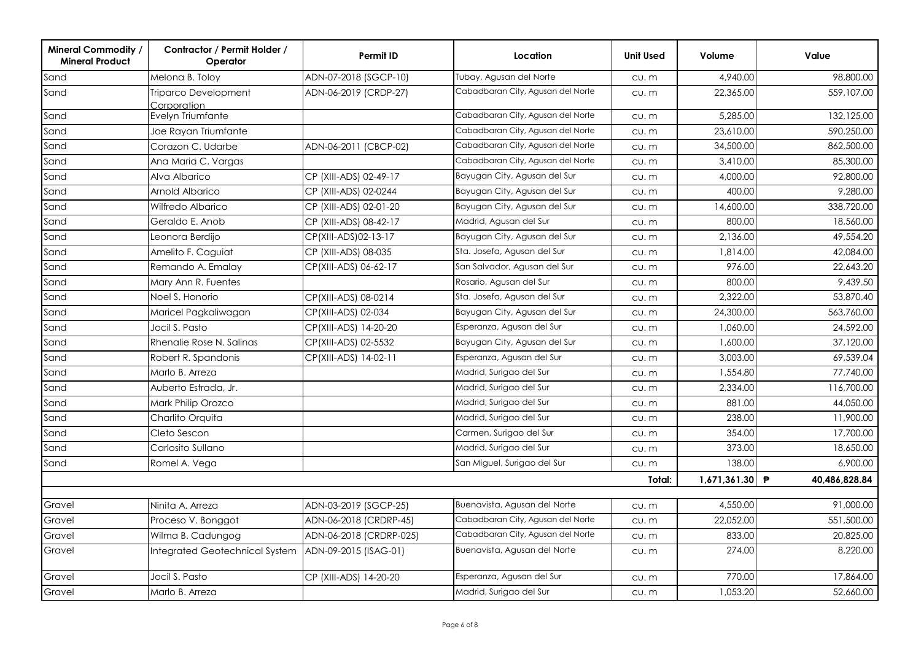| Mineral Commodity / Mineral Product | Contractor / Permit Holder / Operator | Permit ID | Location | Unit Used | Volume | Value |
|---|---|---|---|---|---|---|
| Sand | Melona B. Toloy | ADN-07-2018 (SGCP-10) | Tubay, Agusan del Norte | cu. m | 4,940.00 | 98,800.00 |
| Sand | Triparco Development Corporation | ADN-06-2019 (CRDP-27) | Cabadbaran City, Agusan del Norte | cu. m | 22,365.00 | 559,107.00 |
| Sand | Evelyn Triumfante | | Cabadbaran City, Agusan del Norte | cu. m | 5,285.00 | 132,125.00 |
| Sand | Joe Rayan Triumfante | | Cabadbaran City, Agusan del Norte | cu. m | 23,610.00 | 590,250.00 |
| Sand | Corazon C. Udarbe | ADN-06-2011 (CBCP-02) | Cabadbaran City, Agusan del Norte | cu. m | 34,500.00 | 862,500.00 |
| Sand | Ana Maria C. Vargas | | Cabadbaran City, Agusan del Norte | cu. m | 3,410.00 | 85,300.00 |
| Sand | Alva Albarico | CP (XIII-ADS) 02-49-17 | Bayugan City, Agusan del Sur | cu. m | 4,000.00 | 92,800.00 |
| Sand | Arnold Albarico | CP (XIII-ADS) 02-0244 | Bayugan City, Agusan del Sur | cu. m | 400.00 | 9,280.00 |
| Sand | Wilfredo Albarico | CP (XIII-ADS) 02-01-20 | Bayugan City, Agusan del Sur | cu. m | 14,600.00 | 338,720.00 |
| Sand | Geraldo E. Anob | CP (XIII-ADS) 08-42-17 | Madrid, Agusan del Sur | cu. m | 800.00 | 18,560.00 |
| Sand | Leonora Berdijo | CP(XIII-ADS)02-13-17 | Bayugan City, Agusan del Sur | cu. m | 2,136.00 | 49,554.20 |
| Sand | Amelito F. Caguiat | CP (XIII-ADS) 08-035 | Sta. Josefa, Agusan del Sur | cu. m | 1,814.00 | 42,084.00 |
| Sand | Remando A. Emalay | CP(XIII-ADS) 06-62-17 | San Salvador, Agusan del Sur | cu. m | 976.00 | 22,643.20 |
| Sand | Mary Ann R. Fuentes | | Rosario, Agusan del Sur | cu. m | 800.00 | 9,439.50 |
| Sand | Noel S. Honorio | CP(XIII-ADS) 08-0214 | Sta. Josefa, Agusan del Sur | cu. m | 2,322.00 | 53,870.40 |
| Sand | Maricel Pagkaliwagan | CP(XIII-ADS) 02-034 | Bayugan City, Agusan del Sur | cu. m | 24,300.00 | 563,760.00 |
| Sand | Jocil S. Pasto | CP(XIII-ADS) 14-20-20 | Esperanza, Agusan del Sur | cu. m | 1,060.00 | 24,592.00 |
| Sand | Rhenalie Rose N. Salinas | CP(XIII-ADS) 02-5532 | Bayugan City, Agusan del Sur | cu. m | 1,600.00 | 37,120.00 |
| Sand | Robert R. Spandonis | CP(XIII-ADS) 14-02-11 | Esperanza, Agusan del Sur | cu. m | 3,003.00 | 69,539.04 |
| Sand | Marlo B. Arreza | | Madrid, Surigao del Sur | cu. m | 1,554.80 | 77,740.00 |
| Sand | Auberto Estrada, Jr. | | Madrid, Surigao del Sur | cu. m | 2,334.00 | 116,700.00 |
| Sand | Mark Philip Orozco | | Madrid, Surigao del Sur | cu. m | 881.00 | 44,050.00 |
| Sand | Charlito Orquita | | Madrid, Surigao del Sur | cu. m | 238.00 | 11,900.00 |
| Sand | Cleto Sescon | | Carmen, Surigao del Sur | cu. m | 354.00 | 17,700.00 |
| Sand | Carlosito Sullano | | Madrid, Surigao del Sur | cu. m | 373.00 | 18,650.00 |
| Sand | Romel A. Vega | | San Miguel, Surigao del Sur | cu. m | 138.00 | 6,900.00 |
| | | | | **Total:** | **1,671,361.30** | **₱ 40,486,828.84** |
| Gravel | Ninita A. Arreza | ADN-03-2019 (SGCP-25) | Buenavista, Agusan del Norte | cu. m | 4,550.00 | 91,000.00 |
| Gravel | Proceso V. Bonggot | ADN-06-2018 (CRDRP-45) | Cabadbaran City, Agusan del Norte | cu. m | 22,052.00 | 551,500.00 |
| Gravel | Wilma B. Cadungog | ADN-06-2018 (CRDRP-025) | Cabadbaran City, Agusan del Norte | cu. m | 833.00 | 20,825.00 |
| Gravel | Integrated Geotechnical System | ADN-09-2015 (ISAG-01) | Buenavista, Agusan del Norte | cu. m | 274.00 | 8,220.00 |
| Gravel | Jocil S. Pasto | CP (XIII-ADS) 14-20-20 | Esperanza, Agusan del Sur | cu. m | 770.00 | 17,864.00 |
| Gravel | Marlo B. Arreza | | Madrid, Surigao del Sur | cu. m | 1,053.20 | 52,660.00 |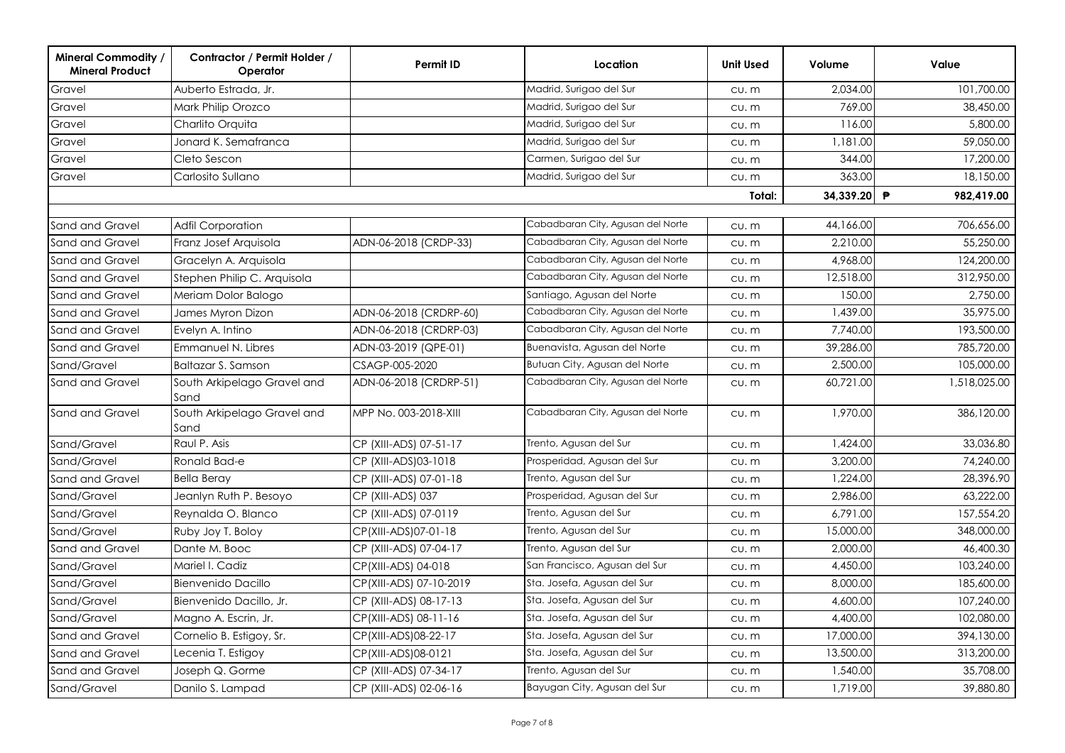| Mineral Commodity / Mineral Product | Contractor / Permit Holder / Operator | Permit ID | Location | Unit Used | Volume | Value |
|---|---|---|---|---|---|---|
| Gravel | Auberto Estrada, Jr. | | Madrid, Surigao del Sur | cu. m | 2,034.00 | 101,700.00 |
| Gravel | Mark Philip Orozco | | Madrid, Surigao del Sur | cu. m | 769.00 | 38,450.00 |
| Gravel | Charlito Orquita | | Madrid, Surigao del Sur | cu. m | 116.00 | 5,800.00 |
| Gravel | Jonard K. Semafranca | | Madrid, Surigao del Sur | cu. m | 1,181.00 | 59,050.00 |
| Gravel | Cleto Sescon | | Carmen, Surigao del Sur | cu. m | 344.00 | 17,200.00 |
| Gravel | Carlosito Sullano | | Madrid, Surigao del Sur | cu. m | 363.00 | 18,150.00 |
| | | | | Total: | 34,339.20 | ₱ 982,419.00 |
| | | | | | | |
| Sand and Gravel | Adfil Corporation | | Cabadbaran City, Agusan del Norte | cu. m | 44,166.00 | 706,656.00 |
| Sand and Gravel | Franz Josef Arquisola | ADN-06-2018 (CRDP-33) | Cabadbaran City, Agusan del Norte | cu. m | 2,210.00 | 55,250.00 |
| Sand and Gravel | Gracelyn A. Arquisola | | Cabadbaran City, Agusan del Norte | cu. m | 4,968.00 | 124,200.00 |
| Sand and Gravel | Stephen Philip C. Arquisola | | Cabadbaran City, Agusan del Norte | cu. m | 12,518.00 | 312,950.00 |
| Sand and Gravel | Meriam Dolor Balogo | | Santiago, Agusan del Norte | cu. m | 150.00 | 2,750.00 |
| Sand and Gravel | James Myron Dizon | ADN-06-2018 (CRDRP-60) | Cabadbaran City, Agusan del Norte | cu. m | 1,439.00 | 35,975.00 |
| Sand and Gravel | Evelyn A. Intino | ADN-06-2018 (CRDRP-03) | Cabadbaran City, Agusan del Norte | cu. m | 7,740.00 | 193,500.00 |
| Sand and Gravel | Emmanuel N. Libres | ADN-03-2019 (QPE-01) | Buenavista, Agusan del Norte | cu. m | 39,286.00 | 785,720.00 |
| Sand/Gravel | Baltazar S. Samson | CSAGP-005-2020 | Butuan City, Agusan del Norte | cu. m | 2,500.00 | 105,000.00 |
| Sand and Gravel | South Arkipelago Gravel and Sand | ADN-06-2018 (CRDRP-51) | Cabadbaran City, Agusan del Norte | cu. m | 60,721.00 | 1,518,025.00 |
| Sand and Gravel | South Arkipelago Gravel and Sand | MPP No. 003-2018-XIII | Cabadbaran City, Agusan del Norte | cu. m | 1,970.00 | 386,120.00 |
| Sand/Gravel | Raul P. Asis | CP (XIII-ADS) 07-51-17 | Trento, Agusan del Sur | cu. m | 1,424.00 | 33,036.80 |
| Sand/Gravel | Ronald Bad-e | CP (XIII-ADS)03-1018 | Prosperidad, Agusan del Sur | cu. m | 3,200.00 | 74,240.00 |
| Sand and Gravel | Bella Beray | CP (XIII-ADS) 07-01-18 | Trento, Agusan del Sur | cu. m | 1,224.00 | 28,396.90 |
| Sand/Gravel | Jeanlyn Ruth P. Besoyo | CP (XIII-ADS) 037 | Prosperidad, Agusan del Sur | cu. m | 2,986.00 | 63,222.00 |
| Sand/Gravel | Reynalda O. Blanco | CP (XIII-ADS) 07-0119 | Trento, Agusan del Sur | cu. m | 6,791.00 | 157,554.20 |
| Sand/Gravel | Ruby Joy T. Boloy | CP(XIII-ADS)07-01-18 | Trento, Agusan del Sur | cu. m | 15,000.00 | 348,000.00 |
| Sand and Gravel | Dante M. Booc | CP (XIII-ADS) 07-04-17 | Trento, Agusan del Sur | cu. m | 2,000.00 | 46,400.30 |
| Sand/Gravel | Mariel I. Cadiz | CP(XIII-ADS) 04-018 | San Francisco, Agusan del Sur | cu. m | 4,450.00 | 103,240.00 |
| Sand/Gravel | Bienvenido Dacillo | CP(XIII-ADS) 07-10-2019 | Sta. Josefa, Agusan del Sur | cu. m | 8,000.00 | 185,600.00 |
| Sand/Gravel | Bienvenido Dacillo, Jr. | CP (XIII-ADS) 08-17-13 | Sta. Josefa, Agusan del Sur | cu. m | 4,600.00 | 107,240.00 |
| Sand/Gravel | Magno A. Escrin, Jr. | CP(XIII-ADS) 08-11-16 | Sta. Josefa, Agusan del Sur | cu. m | 4,400.00 | 102,080.00 |
| Sand and Gravel | Cornelio B. Estigoy, Sr. | CP(XIII-ADS)08-22-17 | Sta. Josefa, Agusan del Sur | cu. m | 17,000.00 | 394,130.00 |
| Sand and Gravel | Lecenia T. Estigoy | CP(XIII-ADS)08-0121 | Sta. Josefa, Agusan del Sur | cu. m | 13,500.00 | 313,200.00 |
| Sand and Gravel | Joseph Q. Gorme | CP (XIII-ADS) 07-34-17 | Trento, Agusan del Sur | cu. m | 1,540.00 | 35,708.00 |
| Sand/Gravel | Danilo S. Lampad | CP (XIII-ADS) 02-06-16 | Bayugan City, Agusan del Sur | cu. m | 1,719.00 | 39,880.80 |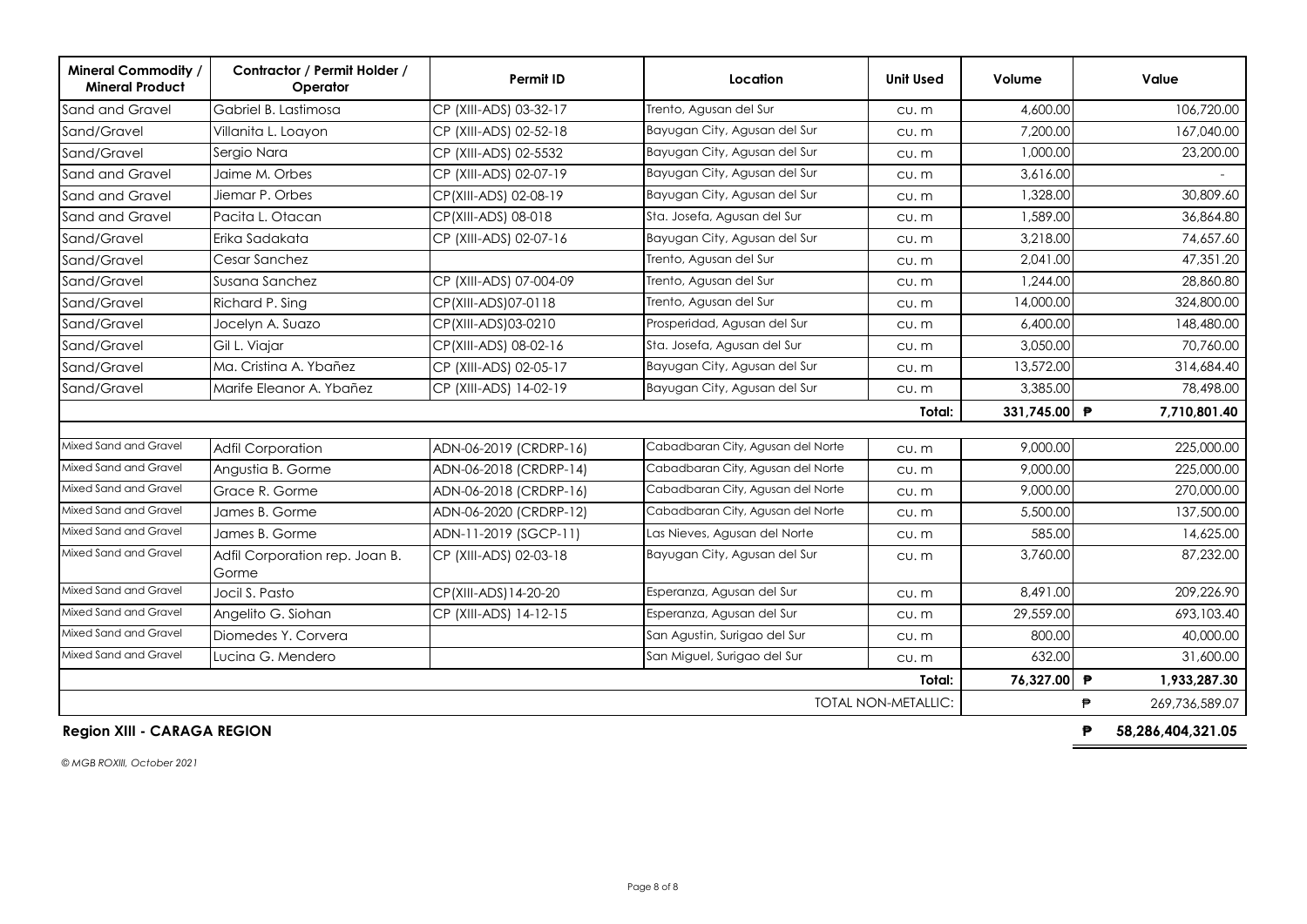| Mineral Commodity / Mineral Product | Contractor / Permit Holder / Operator | Permit ID | Location | Unit Used | Volume | Value |
|---|---|---|---|---|---|---|
| Sand and Gravel | Gabriel B. Lastimosa | CP (XIII-ADS) 03-32-17 | Trento, Agusan del Sur | cu. m | 4,600.00 | 106,720.00 |
| Sand/Gravel | Villanita L. Loayon | CP (XIII-ADS) 02-52-18 | Bayugan City, Agusan del Sur | cu. m | 7,200.00 | 167,040.00 |
| Sand/Gravel | Sergio Nara | CP (XIII-ADS) 02-5532 | Bayugan City, Agusan del Sur | cu. m | 1,000.00 | 23,200.00 |
| Sand and Gravel | Jaime M. Orbes | CP (XIII-ADS) 02-07-19 | Bayugan City, Agusan del Sur | cu. m | 3,616.00 | - |
| Sand and Gravel | Jiemar P. Orbes | CP(XIII-ADS) 02-08-19 | Bayugan City, Agusan del Sur | cu. m | 1,328.00 | 30,809.60 |
| Sand and Gravel | Pacita L. Otacan | CP(XIII-ADS) 08-018 | Sta. Josefa, Agusan del Sur | cu. m | 1,589.00 | 36,864.80 |
| Sand/Gravel | Erika Sadakata | CP (XIII-ADS) 02-07-16 | Bayugan City, Agusan del Sur | cu. m | 3,218.00 | 74,657.60 |
| Sand/Gravel | Cesar Sanchez | | Trento, Agusan del Sur | cu. m | 2,041.00 | 47,351.20 |
| Sand/Gravel | Susana Sanchez | CP (XIII-ADS) 07-004-09 | Trento, Agusan del Sur | cu. m | 1,244.00 | 28,860.80 |
| Sand/Gravel | Richard P. Sing | CP(XIII-ADS)07-0118 | Trento, Agusan del Sur | cu. m | 14,000.00 | 324,800.00 |
| Sand/Gravel | Jocelyn A. Suazo | CP(XIII-ADS)03-0210 | Prosperidad, Agusan del Sur | cu. m | 6,400.00 | 148,480.00 |
| Sand/Gravel | Gil L. Viajar | CP(XIII-ADS) 08-02-16 | Sta. Josefa, Agusan del Sur | cu. m | 3,050.00 | 70,760.00 |
| Sand/Gravel | Ma. Cristina A. Ybañez | CP (XIII-ADS) 02-05-17 | Bayugan City, Agusan del Sur | cu. m | 13,572.00 | 314,684.40 |
| Sand/Gravel | Marife Eleanor A. Ybañez | CP (XIII-ADS) 14-02-19 | Bayugan City, Agusan del Sur | cu. m | 3,385.00 | 78,498.00 |
| | | | | Total: | 331,745.00 | ₱ 7,710,801.40 |
| | | | | | | |
| Mixed Sand and Gravel | Adfil Corporation | ADN-06-2019 (CRDRP-16) | Cabadbaran City, Agusan del Norte | cu. m | 9,000.00 | 225,000.00 |
| Mixed Sand and Gravel | Angustia B. Gorme | ADN-06-2018 (CRDRP-14) | Cabadbaran City, Agusan del Norte | cu. m | 9,000.00 | 225,000.00 |
| Mixed Sand and Gravel | Grace R. Gorme | ADN-06-2018 (CRDRP-16) | Cabadbaran City, Agusan del Norte | cu. m | 9,000.00 | 270,000.00 |
| Mixed Sand and Gravel | James B. Gorme | ADN-06-2020 (CRDRP-12) | Cabadbaran City, Agusan del Norte | cu. m | 5,500.00 | 137,500.00 |
| Mixed Sand and Gravel | James B. Gorme | ADN-11-2019 (SGCP-11) | Las Nieves, Agusan del Norte | cu. m | 585.00 | 14,625.00 |
| Mixed Sand and Gravel | Adfil Corporation rep. Joan B. Gorme | CP (XIII-ADS) 02-03-18 | Bayugan City, Agusan del Sur | cu. m | 3,760.00 | 87,232.00 |
| Mixed Sand and Gravel | Jocil S. Pasto | CP(XIII-ADS)14-20-20 | Esperanza, Agusan del Sur | cu. m | 8,491.00 | 209,226.90 |
| Mixed Sand and Gravel | Angelito G. Siohan | CP (XIII-ADS) 14-12-15 | Esperanza, Agusan del Sur | cu. m | 29,559.00 | 693,103.40 |
| Mixed Sand and Gravel | Diomedes Y. Corvera | | San Agustin, Surigao del Sur | cu. m | 800.00 | 40,000.00 |
| Mixed Sand and Gravel | Lucina G. Mendero | | San Miguel, Surigao del Sur | cu. m | 632.00 | 31,600.00 |
| | | | | Total: | 76,327.00 | ₱ 1,933,287.30 |
| | | | | TOTAL NON-METALLIC: | | ₱ 269,736,589.07 |

**Region XIII - CARAGA REGION** **₱ 58,286,404,321.05**

*© MGB ROXIII, October 2021*